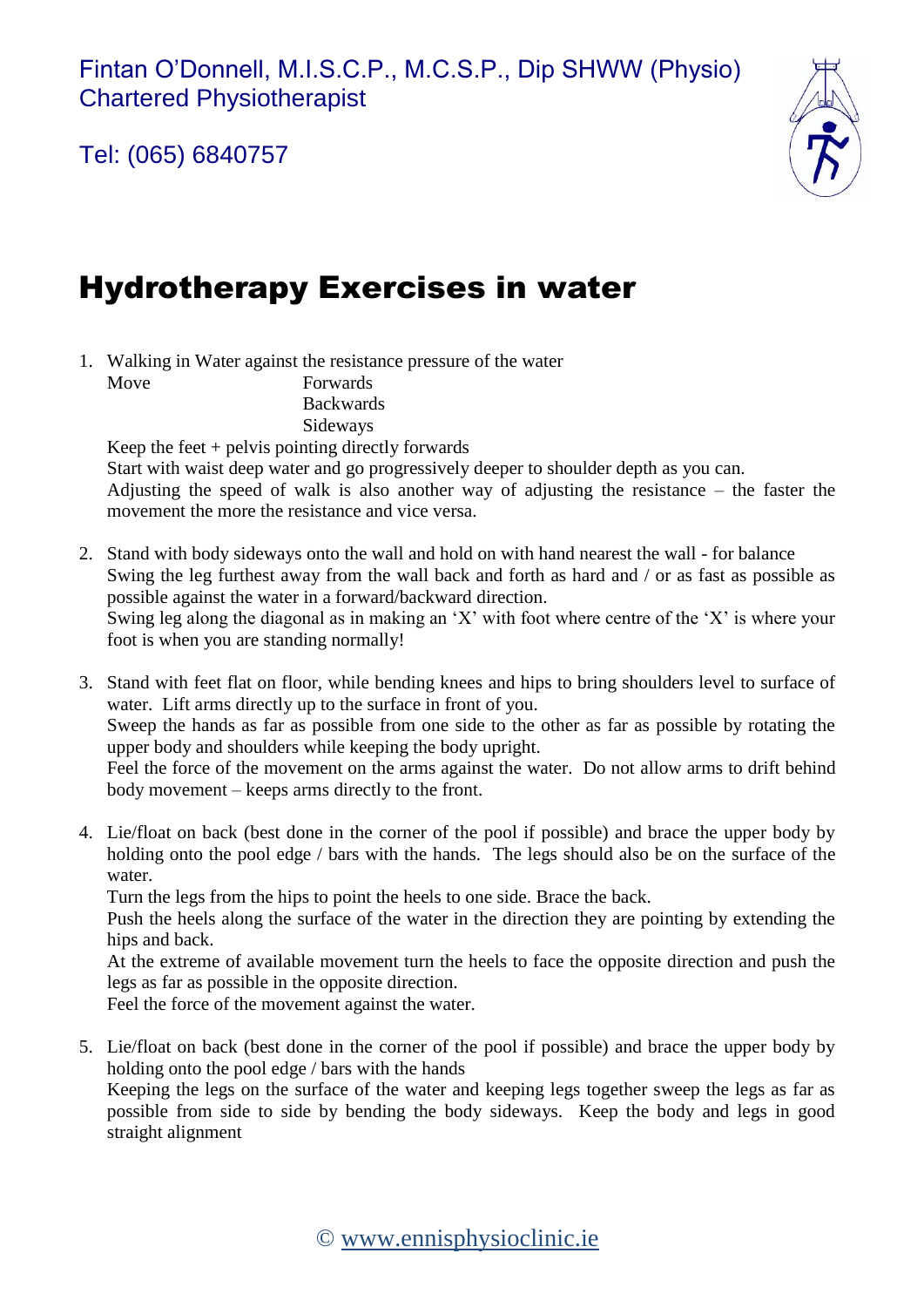Fintan O'Donnell, M.I.S.C.P., M.C.S.P., Dip SHWW (Physio)
Chartered Physiotherapist

Tel: (065) 6840757

# Hydrotherapy Exercises in water

1. Walking in Water against the resistance pressure of the water
   Move Forwards
   Backwards
   Sideways
   Keep the feet + pelvis pointing directly forwards
   Start with waist deep water and go progressively deeper to shoulder depth as you can.
   Adjusting the speed of walk is also another way of adjusting the resistance – the faster the movement the more the resistance and vice versa.

2. Stand with body sideways onto the wall and hold on with hand nearest the wall - for balance
   Swing the leg furthest away from the wall back and forth as hard and / or as fast as possible as possible against the water in a forward/backward direction.
   Swing leg along the diagonal as in making an 'X' with foot where centre of the 'X' is where your foot is when you are standing normally!

3. Stand with feet flat on floor, while bending knees and hips to bring shoulders level to surface of water. Lift arms directly up to the surface in front of you.
   Sweep the hands as far as possible from one side to the other as far as possible by rotating the upper body and shoulders while keeping the body upright.
   Feel the force of the movement on the arms against the water. Do not allow arms to drift behind body movement – keeps arms directly to the front.

4. Lie/float on back (best done in the corner of the pool if possible) and brace the upper body by holding onto the pool edge / bars with the hands. The legs should also be on the surface of the water.
   Turn the legs from the hips to point the heels to one side. Brace the back.
   Push the heels along the surface of the water in the direction they are pointing by extending the hips and back.
   At the extreme of available movement turn the heels to face the opposite direction and push the legs as far as possible in the opposite direction.
   Feel the force of the movement against the water.

5. Lie/float on back (best done in the corner of the pool if possible) and brace the upper body by holding onto the pool edge / bars with the hands
   Keeping the legs on the surface of the water and keeping legs together sweep the legs as far as possible from side to side by bending the body sideways. Keep the body and legs in good straight alignment

© www.ennisphysioclinic.ie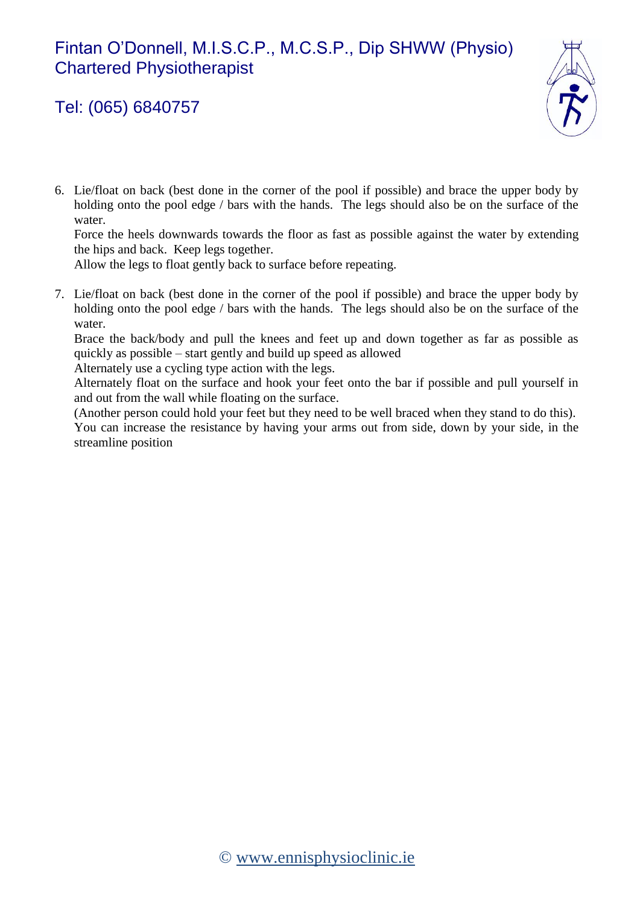6. Lie/float on back (best done in the corner of the pool if possible) and brace the upper body by holding onto the pool edge / bars with the hands. The legs should also be on the surface of the water.
   Force the heels downwards towards the floor as fast as possible against the water by extending the hips and back. Keep legs together.
   Allow the legs to float gently back to surface before repeating.

7. Lie/float on back (best done in the corner of the pool if possible) and brace the upper body by holding onto the pool edge / bars with the hands. The legs should also be on the surface of the water.
   Brace the back/body and pull the knees and feet up and down together as far as possible as quickly as possible – start gently and build up speed as allowed
   Alternately use a cycling type action with the legs.
   Alternately float on the surface and hook your feet onto the bar if possible and pull yourself in and out from the wall while floating on the surface.
   (Another person could hold your feet but they need to be well braced when they stand to do this).
   You can increase the resistance by having your arms out from side, down by your side, in the streamline position